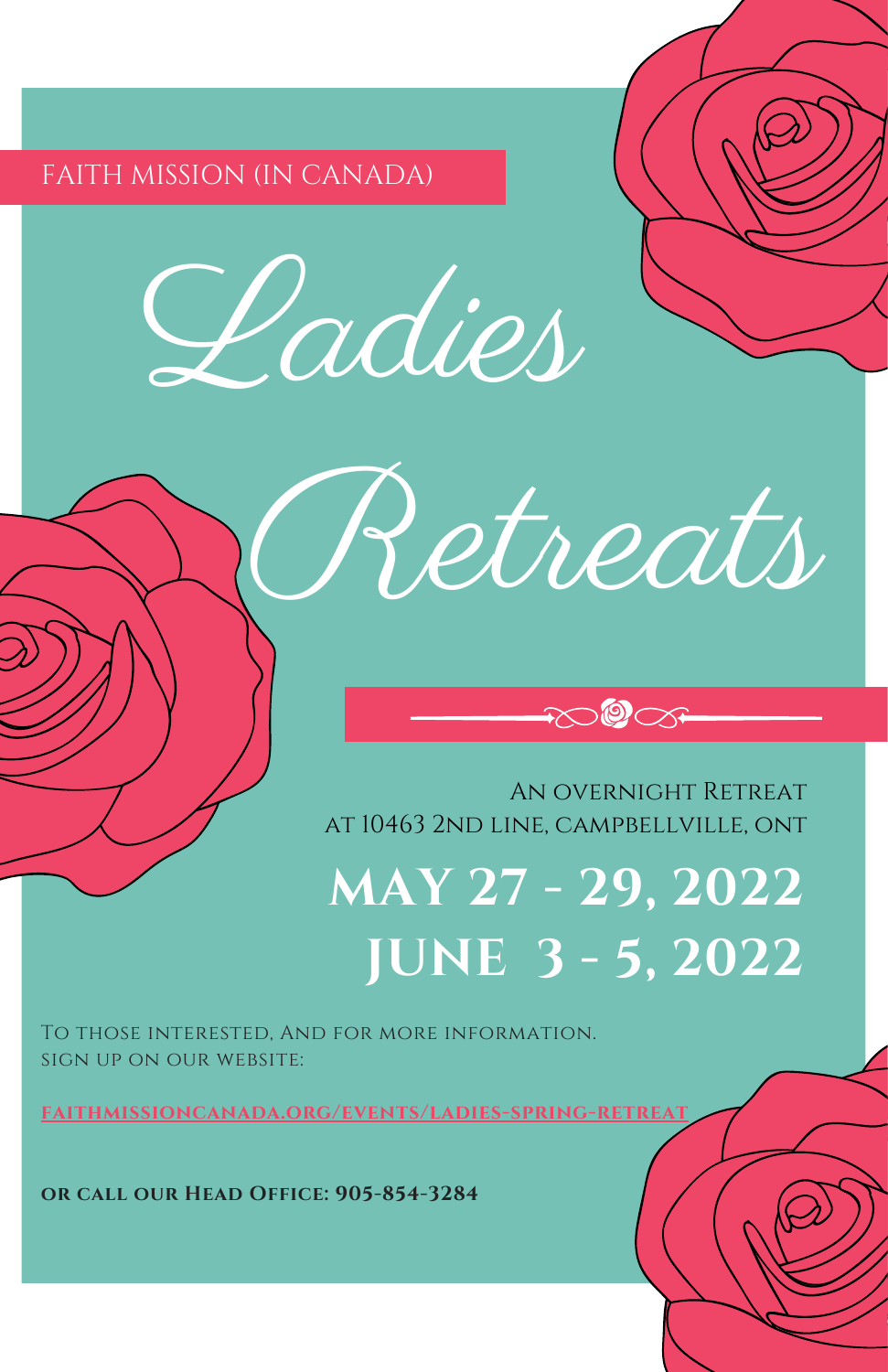FAITH MISSION (IN CANADA)

# Ladies Retreats

An overnight Retreat
at 10463 2nd line, Campbellville, ONT

## MAY 27 - 29, 2022
## JUNE 3 - 5, 2022

To those interested, And for more information.
sign up on our website:

faithmissioncanada.org/events/ladies-spring-retreat

**or call our Head Office: 905-854-3284**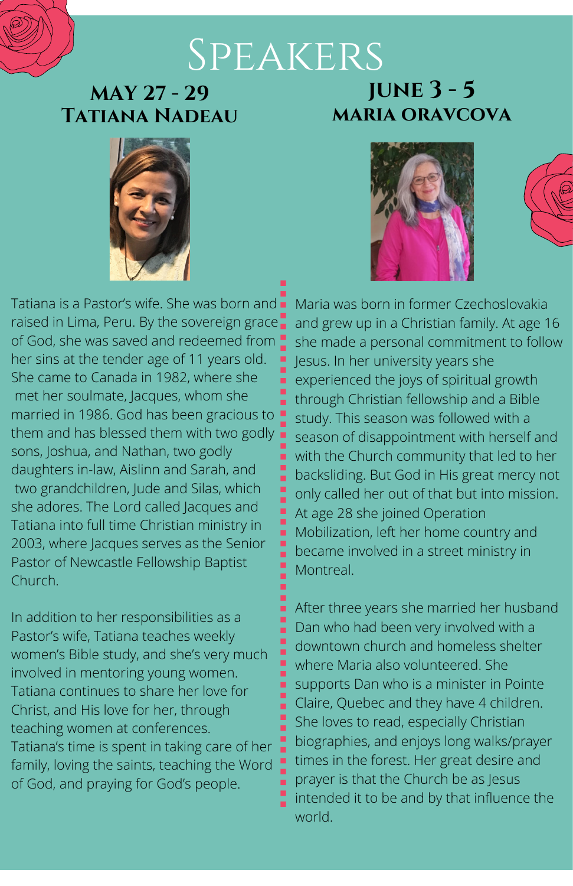# Speakers

## May 27 - 29
## Tatiana Nadeau

Tatiana is a Pastor's wife. She was born and raised in Lima, Peru. By the sovereign grace of God, she was saved and redeemed from her sins at the tender age of 11 years old. She came to Canada in 1982, where she met her soulmate, Jacques, whom she married in 1986. God has been gracious to them and has blessed them with two godly sons, Joshua, and Nathan, two godly daughters in-law, Aislinn and Sarah, and two grandchildren, Jude and Silas, which she adores. The Lord called Jacques and Tatiana into full time Christian ministry in 2003, where Jacques serves as the Senior Pastor of Newcastle Fellowship Baptist Church.

In addition to her responsibilities as a Pastor's wife, Tatiana teaches weekly women's Bible study, and she's very much involved in mentoring young women. Tatiana continues to share her love for Christ, and His love for her, through teaching women at conferences. Tatiana's time is spent in taking care of her family, loving the saints, teaching the Word of God, and praying for God's people.

## June 3 - 5
## Maria Oravcova

Maria was born in former Czechoslovakia and grew up in a Christian family. At age 16 she made a personal commitment to follow Jesus. In her university years she experienced the joys of spiritual growth through Christian fellowship and a Bible study. This season was followed with a season of disappointment with herself and with the Church community that led to her backsliding. But God in His great mercy not only called her out of that but into mission. At age 28 she joined Operation Mobilization, left her home country and became involved in a street ministry in Montreal.

After three years she married her husband Dan who had been very involved with a downtown church and homeless shelter where Maria also volunteered. She supports Dan who is a minister in Pointe Claire, Quebec and they have 4 children. She loves to read, especially Christian biographies, and enjoys long walks/prayer times in the forest. Her great desire and prayer is that the Church be as Jesus intended it to be and by that influence the world.